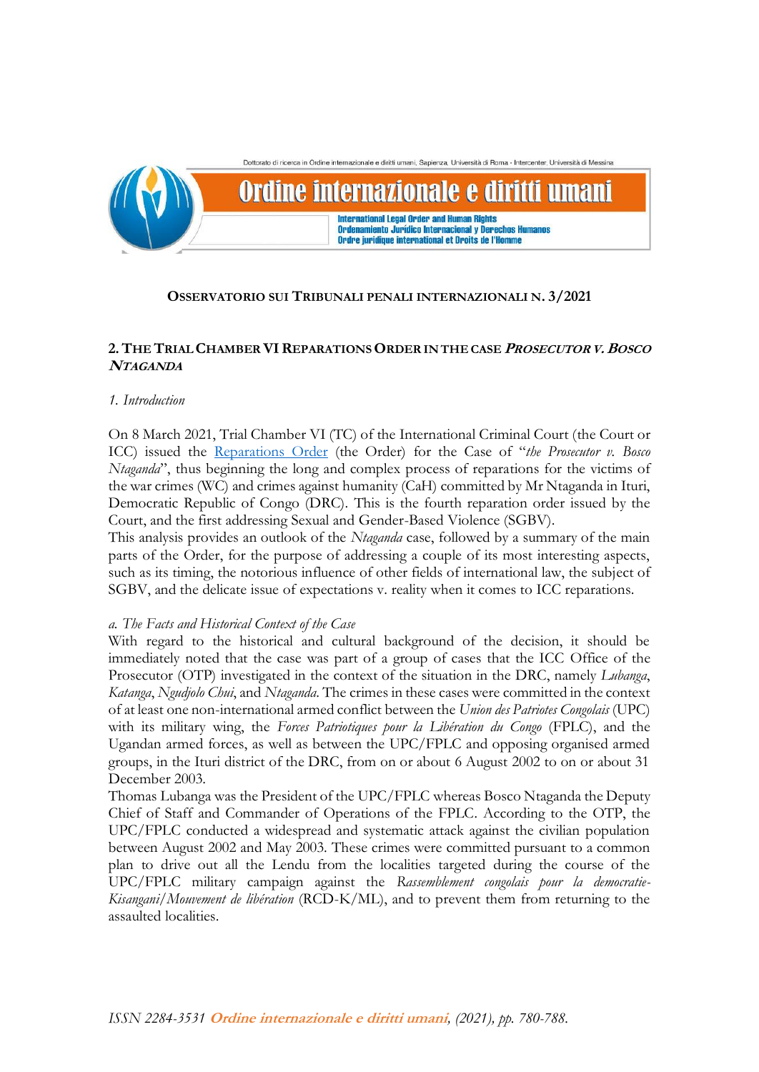**OSSERVATORIO SUI TRIBUNALI PENALI INTERNAZIONALI N. 3/2021**

## 2. THE TRIAL CHAMBER VI REPARATIONS ORDER IN THE CASE *PROSECUTOR V. BOSCO NTAGANDA*

### *1. Introduction*

On 8 March 2021, Trial Chamber VI (TC) of the International Criminal Court (the Court or ICC) issued the Reparations Order (the Order) for the Case of "*the Prosecutor v. Bosco Ntaganda*", thus beginning the long and complex process of reparations for the victims of the war crimes (WC) and crimes against humanity (CaH) committed by Mr Ntaganda in Ituri, Democratic Republic of Congo (DRC). This is the fourth reparation order issued by the Court, and the first addressing Sexual and Gender-Based Violence (SGBV).

This analysis provides an outlook of the *Ntaganda* case, followed by a summary of the main parts of the Order, for the purpose of addressing a couple of its most interesting aspects, such as its timing, the notorious influence of other fields of international law, the subject of SGBV, and the delicate issue of expectations v. reality when it comes to ICC reparations.

#### *a. The Facts and Historical Context of the Case*

With regard to the historical and cultural background of the decision, it should be immediately noted that the case was part of a group of cases that the ICC Office of the Prosecutor (OTP) investigated in the context of the situation in the DRC, namely *Lubanga*, *Katanga*, *Ngudjolo Chui*, and *Ntaganda*. The crimes in these cases were committed in the context of at least one non-international armed conflict between the *Union des Patriotes Congolais* (UPC) with its military wing, the *Forces Patriotiques pour la Libération du Congo* (FPLC), and the Ugandan armed forces, as well as between the UPC/FPLC and opposing organised armed groups, in the Ituri district of the DRC, from on or about 6 August 2002 to on or about 31 December 2003.

Thomas Lubanga was the President of the UPC/FPLC whereas Bosco Ntaganda the Deputy Chief of Staff and Commander of Operations of the FPLC. According to the OTP, the UPC/FPLC conducted a widespread and systematic attack against the civilian population between August 2002 and May 2003. These crimes were committed pursuant to a common plan to drive out all the Lendu from the localities targeted during the course of the UPC/FPLC military campaign against the *Rassemblement congolais pour la democratie-Kisangani/Mouvement de libération* (RCD-K/ML), and to prevent them from returning to the assaulted localities.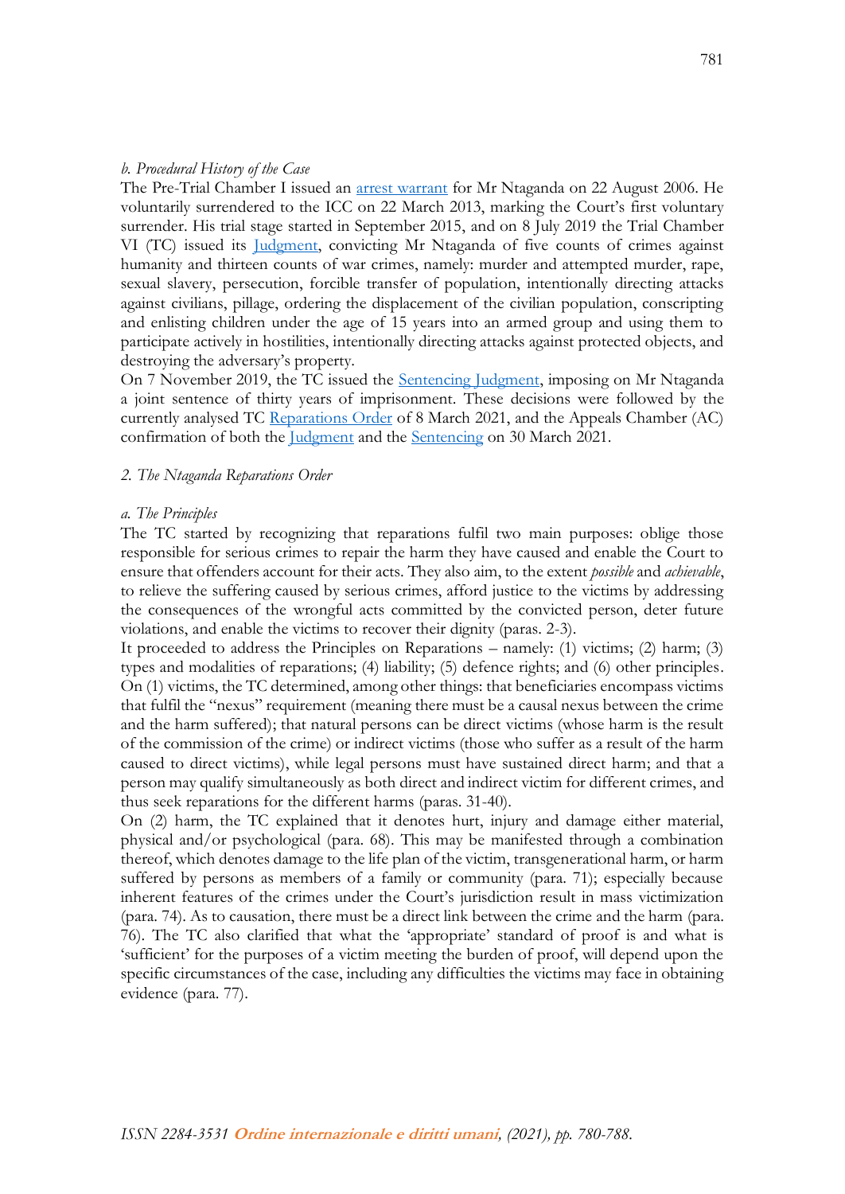### *b. Procedural History of the Case*

The Pre-Trial Chamber I issued an arrest warrant for Mr Ntaganda on 22 August 2006. He voluntarily surrendered to the ICC on 22 March 2013, marking the Court's first voluntary surrender. His trial stage started in September 2015, and on 8 July 2019 the Trial Chamber VI (TC) issued its Judgment, convicting Mr Ntaganda of five counts of crimes against humanity and thirteen counts of war crimes, namely: murder and attempted murder, rape, sexual slavery, persecution, forcible transfer of population, intentionally directing attacks against civilians, pillage, ordering the displacement of the civilian population, conscripting and enlisting children under the age of 15 years into an armed group and using them to participate actively in hostilities, intentionally directing attacks against protected objects, and destroying the adversary's property.

On 7 November 2019, the TC issued the Sentencing Judgment, imposing on Mr Ntaganda a joint sentence of thirty years of imprisonment. These decisions were followed by the currently analysed TC Reparations Order of 8 March 2021, and the Appeals Chamber (AC) confirmation of both the Judgment and the Sentencing on 30 March 2021.

## *2. The Ntaganda Reparations Order*

### *a. The Principles*

The TC started by recognizing that reparations fulfil two main purposes: oblige those responsible for serious crimes to repair the harm they have caused and enable the Court to ensure that offenders account for their acts. They also aim, to the extent *possible* and *achievable*, to relieve the suffering caused by serious crimes, afford justice to the victims by addressing the consequences of the wrongful acts committed by the convicted person, deter future violations, and enable the victims to recover their dignity (paras. 2-3).

It proceeded to address the Principles on Reparations – namely: (1) victims; (2) harm; (3) types and modalities of reparations; (4) liability; (5) defence rights; and (6) other principles. On (1) victims, the TC determined, among other things: that beneficiaries encompass victims that fulfil the "nexus" requirement (meaning there must be a causal nexus between the crime and the harm suffered); that natural persons can be direct victims (whose harm is the result of the commission of the crime) or indirect victims (those who suffer as a result of the harm caused to direct victims), while legal persons must have sustained direct harm; and that a person may qualify simultaneously as both direct and indirect victim for different crimes, and thus seek reparations for the different harms (paras. 31-40).

On (2) harm, the TC explained that it denotes hurt, injury and damage either material, physical and/or psychological (para. 68). This may be manifested through a combination thereof, which denotes damage to the life plan of the victim, transgenerational harm, or harm suffered by persons as members of a family or community (para. 71); especially because inherent features of the crimes under the Court's jurisdiction result in mass victimization (para. 74). As to causation, there must be a direct link between the crime and the harm (para. 76). The TC also clarified that what the 'appropriate' standard of proof is and what is 'sufficient' for the purposes of a victim meeting the burden of proof, will depend upon the specific circumstances of the case, including any difficulties the victims may face in obtaining evidence (para. 77).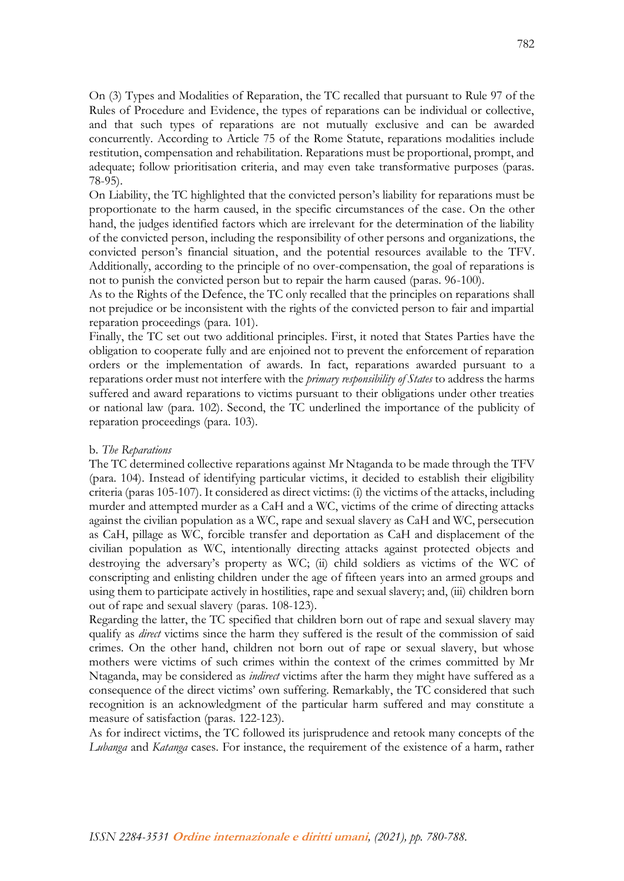On (3) Types and Modalities of Reparation, the TC recalled that pursuant to Rule 97 of the Rules of Procedure and Evidence, the types of reparations can be individual or collective, and that such types of reparations are not mutually exclusive and can be awarded concurrently. According to Article 75 of the Rome Statute, reparations modalities include restitution, compensation and rehabilitation. Reparations must be proportional, prompt, and adequate; follow prioritisation criteria, and may even take transformative purposes (paras. 78-95).

On Liability, the TC highlighted that the convicted person's liability for reparations must be proportionate to the harm caused, in the specific circumstances of the case. On the other hand, the judges identified factors which are irrelevant for the determination of the liability of the convicted person, including the responsibility of other persons and organizations, the convicted person's financial situation, and the potential resources available to the TFV. Additionally, according to the principle of no over-compensation, the goal of reparations is not to punish the convicted person but to repair the harm caused (paras. 96-100).

As to the Rights of the Defence, the TC only recalled that the principles on reparations shall not prejudice or be inconsistent with the rights of the convicted person to fair and impartial reparation proceedings (para. 101).

Finally, the TC set out two additional principles. First, it noted that States Parties have the obligation to cooperate fully and are enjoined not to prevent the enforcement of reparation orders or the implementation of awards. In fact, reparations awarded pursuant to a reparations order must not interfere with the *primary responsibility of States* to address the harms suffered and award reparations to victims pursuant to their obligations under other treaties or national law (para. 102). Second, the TC underlined the importance of the publicity of reparation proceedings (para. 103).

b. *The Reparations*

The TC determined collective reparations against Mr Ntaganda to be made through the TFV (para. 104). Instead of identifying particular victims, it decided to establish their eligibility criteria (paras 105-107). It considered as direct victims: (i) the victims of the attacks, including murder and attempted murder as a CaH and a WC, victims of the crime of directing attacks against the civilian population as a WC, rape and sexual slavery as CaH and WC, persecution as CaH, pillage as WC, forcible transfer and deportation as CaH and displacement of the civilian population as WC, intentionally directing attacks against protected objects and destroying the adversary's property as WC; (ii) child soldiers as victims of the WC of conscripting and enlisting children under the age of fifteen years into an armed groups and using them to participate actively in hostilities, rape and sexual slavery; and, (iii) children born out of rape and sexual slavery (paras. 108-123).

Regarding the latter, the TC specified that children born out of rape and sexual slavery may qualify as *direct* victims since the harm they suffered is the result of the commission of said crimes. On the other hand, children not born out of rape or sexual slavery, but whose mothers were victims of such crimes within the context of the crimes committed by Mr Ntaganda, may be considered as *indirect* victims after the harm they might have suffered as a consequence of the direct victims' own suffering. Remarkably, the TC considered that such recognition is an acknowledgment of the particular harm suffered and may constitute a measure of satisfaction (paras. 122-123).

As for indirect victims, the TC followed its jurisprudence and retook many concepts of the *Lubanga* and *Katanga* cases. For instance, the requirement of the existence of a harm, rather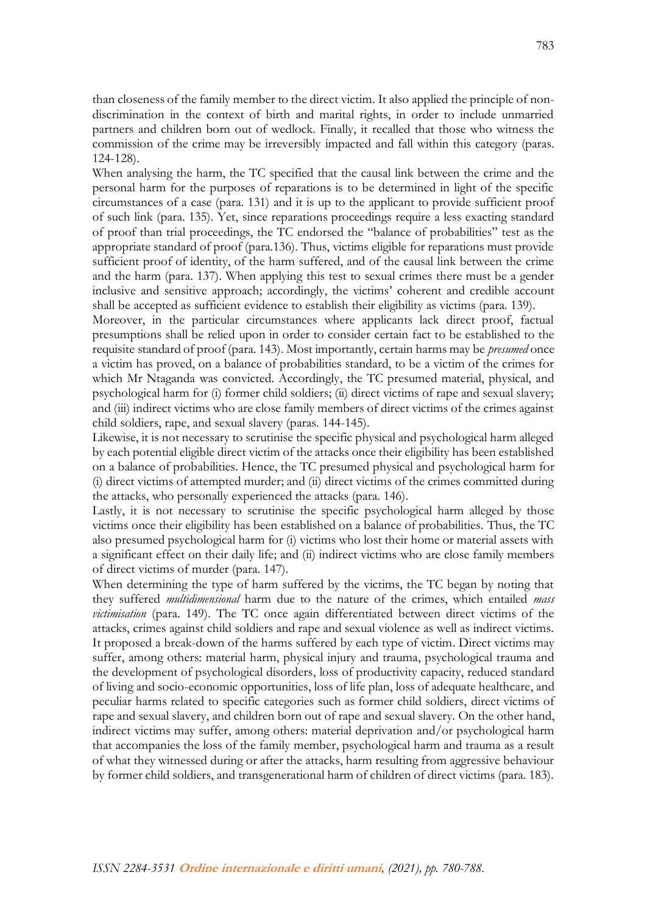than closeness of the family member to the direct victim. It also applied the principle of non-discrimination in the context of birth and marital rights, in order to include unmarried partners and children born out of wedlock. Finally, it recalled that those who witness the commission of the crime may be irreversibly impacted and fall within this category (paras. 124-128).

When analysing the harm, the TC specified that the causal link between the crime and the personal harm for the purposes of reparations is to be determined in light of the specific circumstances of a case (para. 131) and it is up to the applicant to provide sufficient proof of such link (para. 135). Yet, since reparations proceedings require a less exacting standard of proof than trial proceedings, the TC endorsed the "balance of probabilities" test as the appropriate standard of proof (para.136). Thus, victims eligible for reparations must provide sufficient proof of identity, of the harm suffered, and of the causal link between the crime and the harm (para. 137). When applying this test to sexual crimes there must be a gender inclusive and sensitive approach; accordingly, the victims' coherent and credible account shall be accepted as sufficient evidence to establish their eligibility as victims (para. 139).

Moreover, in the particular circumstances where applicants lack direct proof, factual presumptions shall be relied upon in order to consider certain fact to be established to the requisite standard of proof (para. 143). Most importantly, certain harms may be *presumed* once a victim has proved, on a balance of probabilities standard, to be a victim of the crimes for which Mr Ntaganda was convicted. Accordingly, the TC presumed material, physical, and psychological harm for (i) former child soldiers; (ii) direct victims of rape and sexual slavery; and (iii) indirect victims who are close family members of direct victims of the crimes against child soldiers, rape, and sexual slavery (paras. 144-145).

Likewise, it is not necessary to scrutinise the specific physical and psychological harm alleged by each potential eligible direct victim of the attacks once their eligibility has been established on a balance of probabilities. Hence, the TC presumed physical and psychological harm for (i) direct victims of attempted murder; and (ii) direct victims of the crimes committed during the attacks, who personally experienced the attacks (para. 146).

Lastly, it is not necessary to scrutinise the specific psychological harm alleged by those victims once their eligibility has been established on a balance of probabilities. Thus, the TC also presumed psychological harm for (i) victims who lost their home or material assets with a significant effect on their daily life; and (ii) indirect victims who are close family members of direct victims of murder (para. 147).

When determining the type of harm suffered by the victims, the TC began by noting that they suffered *multidimensional* harm due to the nature of the crimes, which entailed *mass victimisation* (para. 149). The TC once again differentiated between direct victims of the attacks, crimes against child soldiers and rape and sexual violence as well as indirect victims. It proposed a break-down of the harms suffered by each type of victim. Direct victims may suffer, among others: material harm, physical injury and trauma, psychological trauma and the development of psychological disorders, loss of productivity capacity, reduced standard of living and socio-economic opportunities, loss of life plan, loss of adequate healthcare, and peculiar harms related to specific categories such as former child soldiers, direct victims of rape and sexual slavery, and children born out of rape and sexual slavery. On the other hand, indirect victims may suffer, among others: material deprivation and/or psychological harm that accompanies the loss of the family member, psychological harm and trauma as a result of what they witnessed during or after the attacks, harm resulting from aggressive behaviour by former child soldiers, and transgenerational harm of children of direct victims (para. 183).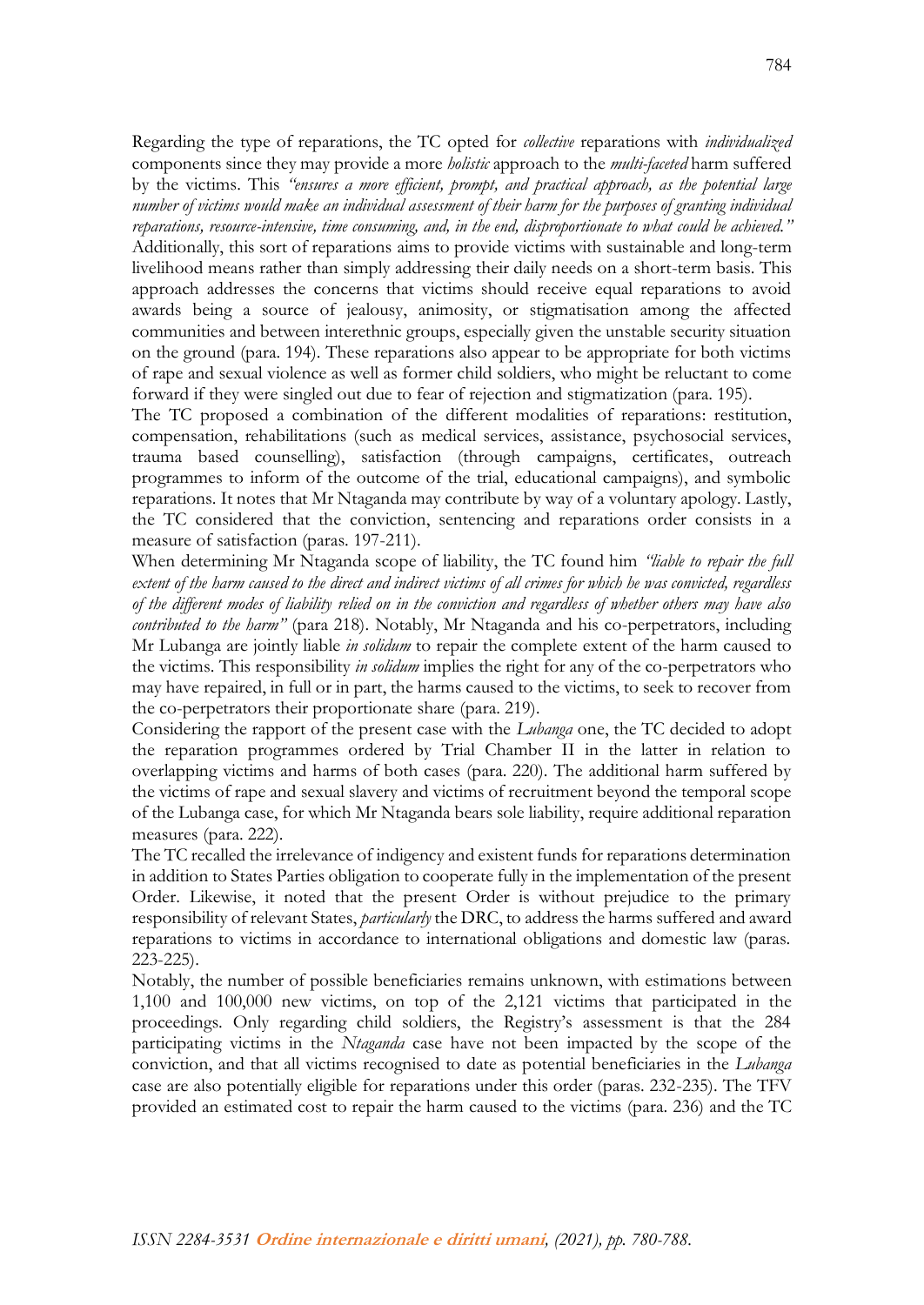Regarding the type of reparations, the TC opted for *collective* reparations with *individualized* components since they may provide a more *holistic* approach to the *multi-faceted* harm suffered by the victims. This *"ensures a more efficient, prompt, and practical approach, as the potential large number of victims would make an individual assessment of their harm for the purposes of granting individual reparations, resource-intensive, time consuming, and, in the end, disproportionate to what could be achieved."* Additionally, this sort of reparations aims to provide victims with sustainable and long-term livelihood means rather than simply addressing their daily needs on a short-term basis. This approach addresses the concerns that victims should receive equal reparations to avoid awards being a source of jealousy, animosity, or stigmatisation among the affected communities and between interethnic groups, especially given the unstable security situation on the ground (para. 194). These reparations also appear to be appropriate for both victims of rape and sexual violence as well as former child soldiers, who might be reluctant to come forward if they were singled out due to fear of rejection and stigmatization (para. 195).

The TC proposed a combination of the different modalities of reparations: restitution, compensation, rehabilitations (such as medical services, assistance, psychosocial services, trauma based counselling), satisfaction (through campaigns, certificates, outreach programmes to inform of the outcome of the trial, educational campaigns), and symbolic reparations. It notes that Mr Ntaganda may contribute by way of a voluntary apology. Lastly, the TC considered that the conviction, sentencing and reparations order consists in a measure of satisfaction (paras. 197-211).

When determining Mr Ntaganda scope of liability, the TC found him *"liable to repair the full extent of the harm caused to the direct and indirect victims of all crimes for which he was convicted, regardless of the different modes of liability relied on in the conviction and regardless of whether others may have also contributed to the harm"* (para 218). Notably, Mr Ntaganda and his co-perpetrators, including Mr Lubanga are jointly liable *in solidum* to repair the complete extent of the harm caused to the victims. This responsibility *in solidum* implies the right for any of the co-perpetrators who may have repaired, in full or in part, the harms caused to the victims, to seek to recover from the co-perpetrators their proportionate share (para. 219).

Considering the rapport of the present case with the *Lubanga* one, the TC decided to adopt the reparation programmes ordered by Trial Chamber II in the latter in relation to overlapping victims and harms of both cases (para. 220). The additional harm suffered by the victims of rape and sexual slavery and victims of recruitment beyond the temporal scope of the Lubanga case, for which Mr Ntaganda bears sole liability, require additional reparation measures (para. 222).

The TC recalled the irrelevance of indigency and existent funds for reparations determination in addition to States Parties obligation to cooperate fully in the implementation of the present Order. Likewise, it noted that the present Order is without prejudice to the primary responsibility of relevant States, *particularly* the DRC, to address the harms suffered and award reparations to victims in accordance to international obligations and domestic law (paras. 223-225).

Notably, the number of possible beneficiaries remains unknown, with estimations between 1,100 and 100,000 new victims, on top of the 2,121 victims that participated in the proceedings. Only regarding child soldiers, the Registry's assessment is that the 284 participating victims in the *Ntaganda* case have not been impacted by the scope of the conviction, and that all victims recognised to date as potential beneficiaries in the *Lubanga* case are also potentially eligible for reparations under this order (paras. 232-235). The TFV provided an estimated cost to repair the harm caused to the victims (para. 236) and the TC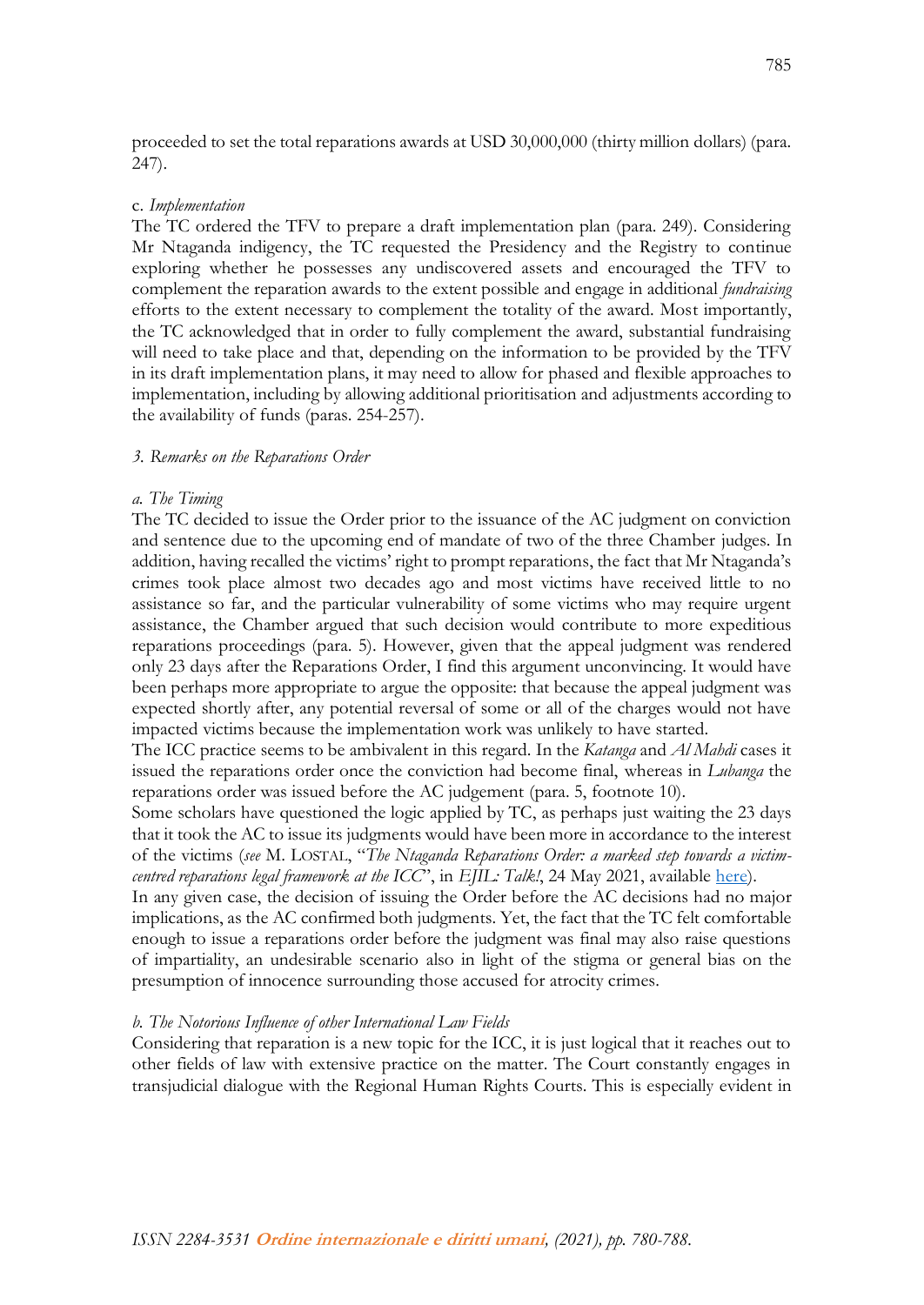proceeded to set the total reparations awards at USD 30,000,000 (thirty million dollars) (para. 247).

c. *Implementation*

The TC ordered the TFV to prepare a draft implementation plan (para. 249). Considering Mr Ntaganda indigency, the TC requested the Presidency and the Registry to continue exploring whether he possesses any undiscovered assets and encouraged the TFV to complement the reparation awards to the extent possible and engage in additional *fundraising* efforts to the extent necessary to complement the totality of the award. Most importantly, the TC acknowledged that in order to fully complement the award, substantial fundraising will need to take place and that, depending on the information to be provided by the TFV in its draft implementation plans, it may need to allow for phased and flexible approaches to implementation, including by allowing additional prioritisation and adjustments according to the availability of funds (paras. 254-257).

*3. Remarks on the Reparations Order*

*a. The Timing*

The TC decided to issue the Order prior to the issuance of the AC judgment on conviction and sentence due to the upcoming end of mandate of two of the three Chamber judges. In addition, having recalled the victims' right to prompt reparations, the fact that Mr Ntaganda's crimes took place almost two decades ago and most victims have received little to no assistance so far, and the particular vulnerability of some victims who may require urgent assistance, the Chamber argued that such decision would contribute to more expeditious reparations proceedings (para. 5). However, given that the appeal judgment was rendered only 23 days after the Reparations Order, I find this argument unconvincing. It would have been perhaps more appropriate to argue the opposite: that because the appeal judgment was expected shortly after, any potential reversal of some or all of the charges would not have impacted victims because the implementation work was unlikely to have started.

The ICC practice seems to be ambivalent in this regard. In the *Katanga* and *Al Mahdi* cases it issued the reparations order once the conviction had become final, whereas in *Lubanga* the reparations order was issued before the AC judgement (para. 5, footnote 10).

Some scholars have questioned the logic applied by TC, as perhaps just waiting the 23 days that it took the AC to issue its judgments would have been more in accordance to the interest of the victims (*see* M. LOSTAL, "*The Ntaganda Reparations Order: a marked step towards a victim-centred reparations legal framework at the ICC*", in *EJIL: Talk!*, 24 May 2021, available here).

In any given case, the decision of issuing the Order before the AC decisions had no major implications, as the AC confirmed both judgments. Yet, the fact that the TC felt comfortable enough to issue a reparations order before the judgment was final may also raise questions of impartiality, an undesirable scenario also in light of the stigma or general bias on the presumption of innocence surrounding those accused for atrocity crimes.

*b. The Notorious Influence of other International Law Fields*

Considering that reparation is a new topic for the ICC, it is just logical that it reaches out to other fields of law with extensive practice on the matter. The Court constantly engages in transjudicial dialogue with the Regional Human Rights Courts. This is especially evident in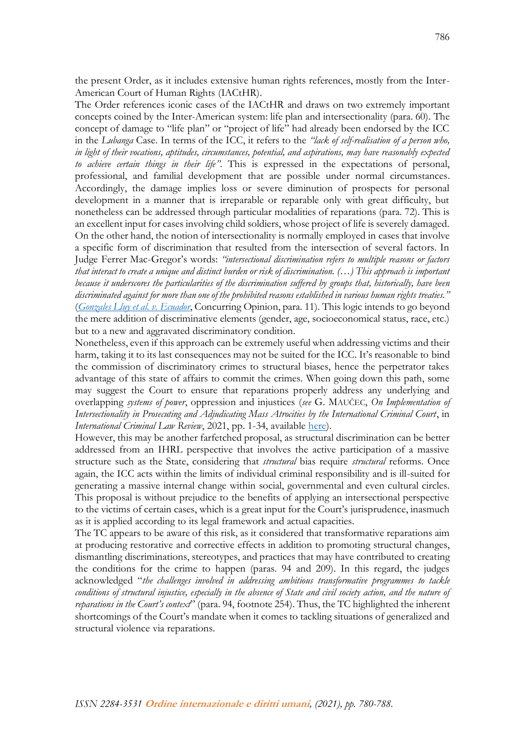the present Order, as it includes extensive human rights references, mostly from the Inter-American Court of Human Rights (IACtHR).

The Order references iconic cases of the IACtHR and draws on two extremely important concepts coined by the Inter-American system: life plan and intersectionality (para. 60). The concept of damage to "life plan" or "project of life" had already been endorsed by the ICC in the *Lubanga* Case. In terms of the ICC, it refers to the *"lack of self-realisation of a person who, in light of their vocations, aptitudes, circumstances, potential, and aspirations, may have reasonably expected to achieve certain things in their life"*. This is expressed in the expectations of personal, professional, and familial development that are possible under normal circumstances. Accordingly, the damage implies loss or severe diminution of prospects for personal development in a manner that is irreparable or reparable only with great difficulty, but nonetheless can be addressed through particular modalities of reparations (para. 72). This is an excellent input for cases involving child soldiers, whose project of life is severely damaged. On the other hand, the notion of intersectionality is normally employed in cases that involve a specific form of discrimination that resulted from the intersection of several factors. In Judge Ferrer Mac-Gregor's words: *"intersectional discrimination refers to multiple reasons or factors that interact to create a unique and distinct burden or risk of discrimination. (…) This approach is important because it underscores the particularities of the discrimination suffered by groups that, historically, have been discriminated against for more than one of the prohibited reasons established in various human rights treaties."* (*Gonzales Lluy et al. v. Ecuador*, Concurring Opinion, para. 11). This logic intends to go beyond the mere addition of discriminative elements (gender, age, socioeconomical status, race, etc.) but to a new and aggravated discriminatory condition.

Nonetheless, even if this approach can be extremely useful when addressing victims and their harm, taking it to its last consequences may not be suited for the ICC. It's reasonable to bind the commission of discriminatory crimes to structural biases, hence the perpetrator takes advantage of this state of affairs to commit the crimes. When going down this path, some may suggest the Court to ensure that reparations properly address any underlying and overlapping *systems of power*, oppression and injustices (*see* G. MAUČEC, *On Implementation of Intersectionality in Prosecuting and Adjudicating Mass Atrocities by the International Criminal Court*, in *International Criminal Law Review*, 2021, pp. 1-34, available here).

However, this may be another farfetched proposal, as structural discrimination can be better addressed from an IHRL perspective that involves the active participation of a massive structure such as the State, considering that *structural* bias require *structural* reforms. Once again, the ICC acts within the limits of individual criminal responsibility and is ill-suited for generating a massive internal change within social, governmental and even cultural circles. This proposal is without prejudice to the benefits of applying an intersectional perspective to the victims of certain cases, which is a great input for the Court's jurisprudence, inasmuch as it is applied according to its legal framework and actual capacities.

The TC appears to be aware of this risk, as it considered that transformative reparations aim at producing restorative and corrective effects in addition to promoting structural changes, dismantling discriminations, stereotypes, and practices that may have contributed to creating the conditions for the crime to happen (paras. 94 and 209). In this regard, the judges acknowledged "*the challenges involved in addressing ambitious transformative programmes to tackle conditions of structural injustice, especially in the absence of State and civil society action, and the nature of reparations in the Court's context*" (para. 94, footnote 254). Thus, the TC highlighted the inherent shortcomings of the Court's mandate when it comes to tackling situations of generalized and structural violence via reparations.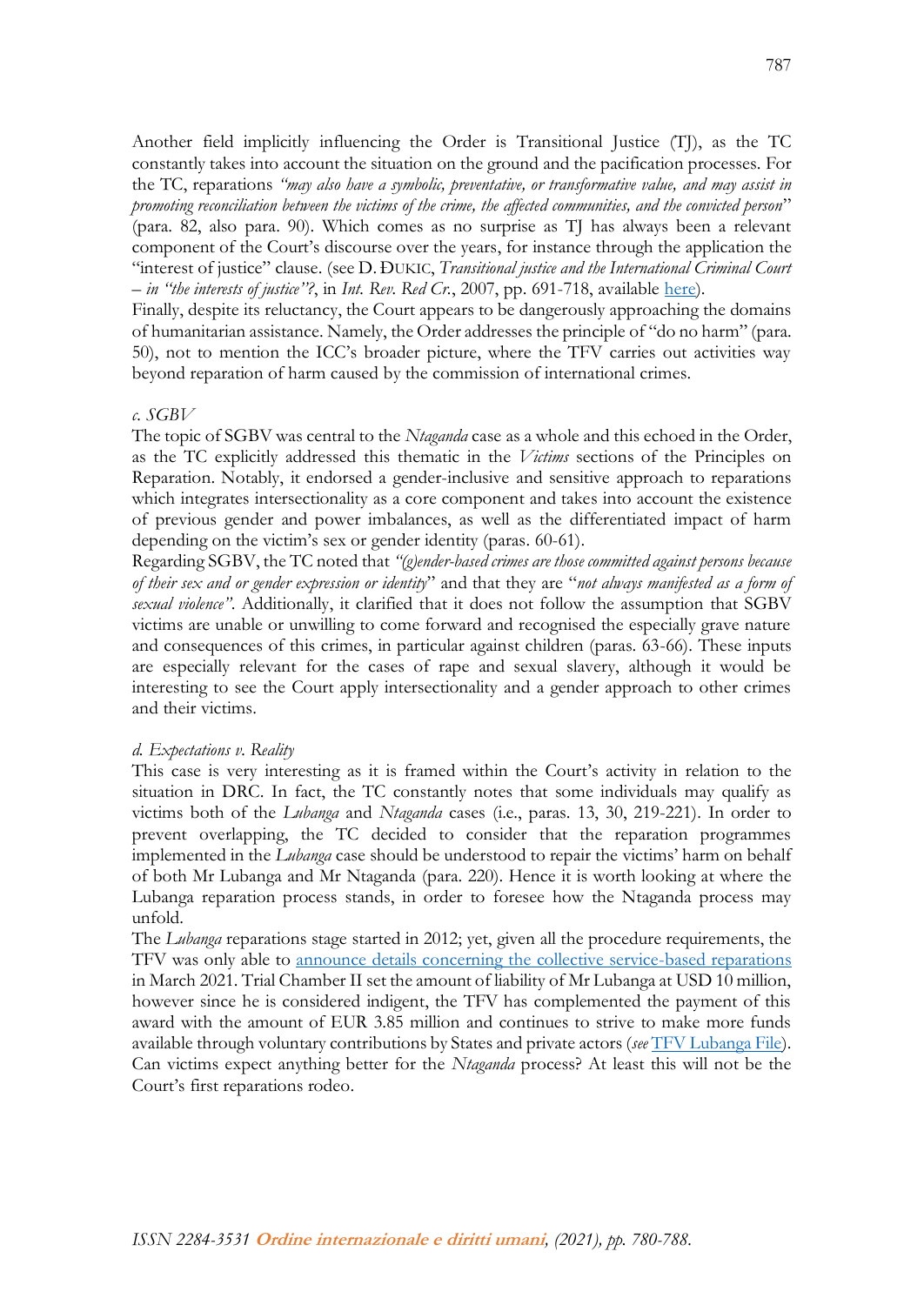Another field implicitly influencing the Order is Transitional Justice (TJ), as the TC constantly takes into account the situation on the ground and the pacification processes. For the TC, reparations *"may also have a symbolic, preventative, or transformative value, and may assist in promoting reconciliation between the victims of the crime, the affected communities, and the convicted person*" (para. 82, also para. 90). Which comes as no surprise as TJ has always been a relevant component of the Court's discourse over the years, for instance through the application the "interest of justice" clause. (see D. ĐUKIC, *Transitional justice and the International Criminal Court – in "the interests of justice"?*, in *Int. Rev. Red Cr.*, 2007, pp. 691-718, available here).

Finally, despite its reluctancy, the Court appears to be dangerously approaching the domains of humanitarian assistance. Namely, the Order addresses the principle of "do no harm" (para. 50), not to mention the ICC's broader picture, where the TFV carries out activities way beyond reparation of harm caused by the commission of international crimes.

*c. SGBV*

The topic of SGBV was central to the *Ntaganda* case as a whole and this echoed in the Order, as the TC explicitly addressed this thematic in the *Victims* sections of the Principles on Reparation. Notably, it endorsed a gender-inclusive and sensitive approach to reparations which integrates intersectionality as a core component and takes into account the existence of previous gender and power imbalances, as well as the differentiated impact of harm depending on the victim's sex or gender identity (paras. 60-61).

Regarding SGBV, the TC noted that *"(g)ender-based crimes are those committed against persons because of their sex and or gender expression or identity*" and that they are "*not always manifested as a form of sexual violence"*. Additionally, it clarified that it does not follow the assumption that SGBV victims are unable or unwilling to come forward and recognised the especially grave nature and consequences of this crimes, in particular against children (paras. 63-66). These inputs are especially relevant for the cases of rape and sexual slavery, although it would be interesting to see the Court apply intersectionality and a gender approach to other crimes and their victims.

*d. Expectations v. Reality*

This case is very interesting as it is framed within the Court's activity in relation to the situation in DRC. In fact, the TC constantly notes that some individuals may qualify as victims both of the *Lubanga* and *Ntaganda* cases (i.e., paras. 13, 30, 219-221). In order to prevent overlapping, the TC decided to consider that the reparation programmes implemented in the *Lubanga* case should be understood to repair the victims' harm on behalf of both Mr Lubanga and Mr Ntaganda (para. 220). Hence it is worth looking at where the Lubanga reparation process stands, in order to foresee how the Ntaganda process may unfold.

The *Lubanga* reparations stage started in 2012; yet, given all the procedure requirements, the TFV was only able to announce details concerning the collective service-based reparations in March 2021. Trial Chamber II set the amount of liability of Mr Lubanga at USD 10 million, however since he is considered indigent, the TFV has complemented the payment of this award with the amount of EUR 3.85 million and continues to strive to make more funds available through voluntary contributions by States and private actors (*see* TFV Lubanga File). Can victims expect anything better for the *Ntaganda* process? At least this will not be the Court's first reparations rodeo.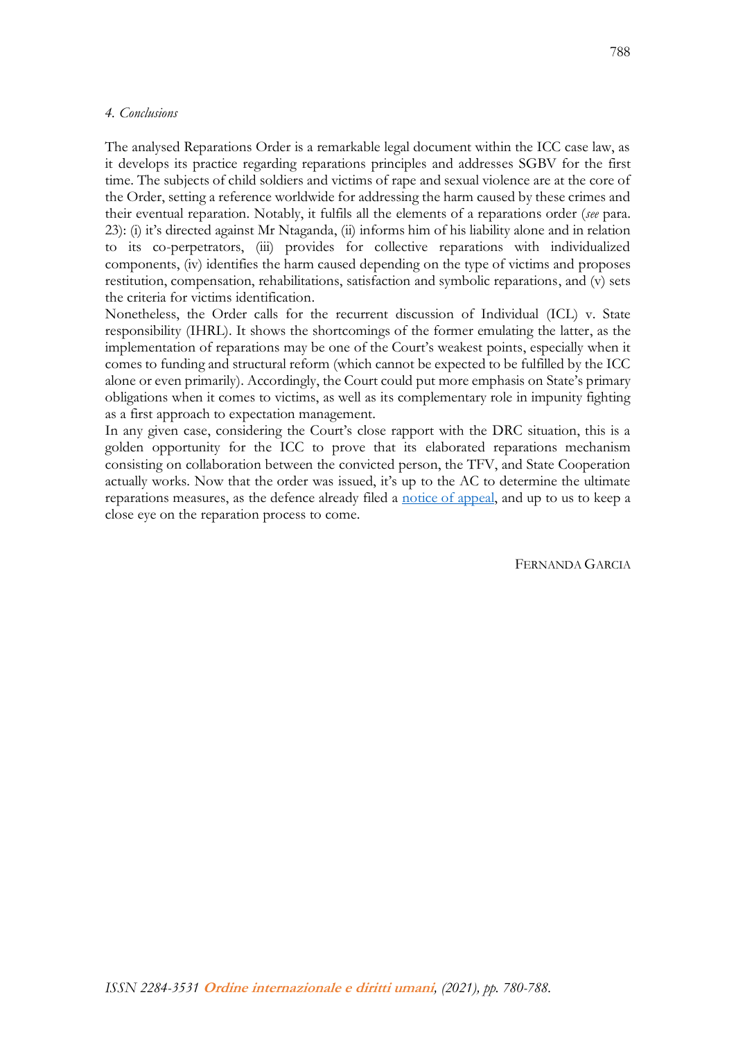#### *4. Conclusions*

The analysed Reparations Order is a remarkable legal document within the ICC case law, as it develops its practice regarding reparations principles and addresses SGBV for the first time. The subjects of child soldiers and victims of rape and sexual violence are at the core of the Order, setting a reference worldwide for addressing the harm caused by these crimes and their eventual reparation. Notably, it fulfils all the elements of a reparations order (*see* para. 23): (i) it's directed against Mr Ntaganda, (ii) informs him of his liability alone and in relation to its co-perpetrators, (iii) provides for collective reparations with individualized components, (iv) identifies the harm caused depending on the type of victims and proposes restitution, compensation, rehabilitations, satisfaction and symbolic reparations, and (v) sets the criteria for victims identification.

Nonetheless, the Order calls for the recurrent discussion of Individual (ICL) v. State responsibility (IHRL). It shows the shortcomings of the former emulating the latter, as the implementation of reparations may be one of the Court's weakest points, especially when it comes to funding and structural reform (which cannot be expected to be fulfilled by the ICC alone or even primarily). Accordingly, the Court could put more emphasis on State's primary obligations when it comes to victims, as well as its complementary role in impunity fighting as a first approach to expectation management.

In any given case, considering the Court's close rapport with the DRC situation, this is a golden opportunity for the ICC to prove that its elaborated reparations mechanism consisting on collaboration between the convicted person, the TFV, and State Cooperation actually works. Now that the order was issued, it's up to the AC to determine the ultimate reparations measures, as the defence already filed a notice of appeal, and up to us to keep a close eye on the reparation process to come.

FERNANDA GARCIA